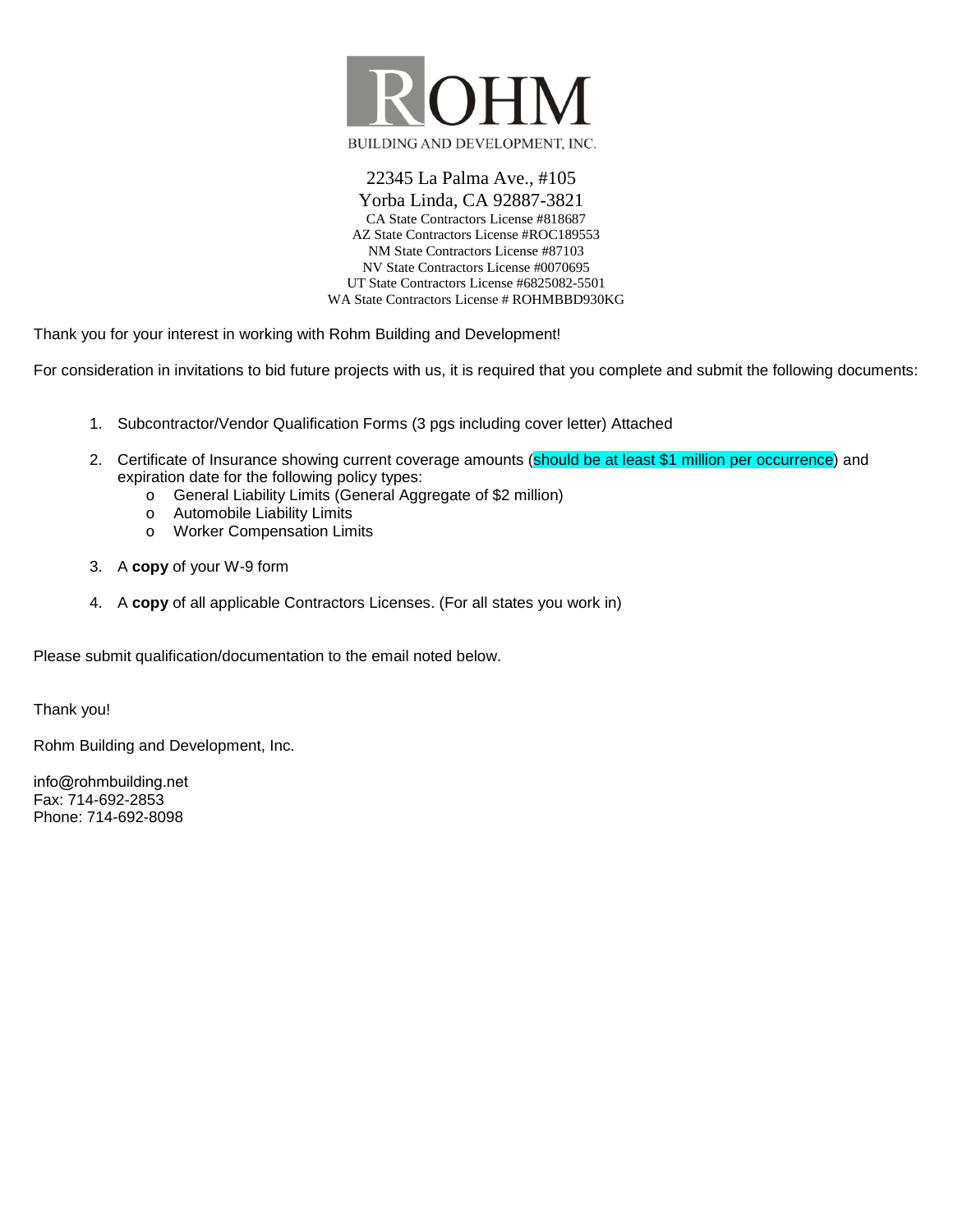# ROHM

BUILDING AND DEVELOPMENT, INC.

22345 La Palma Ave., #105
Yorba Linda, CA 92887-3821
CA State Contractors License #818687
AZ State Contractors License #ROC189553
NM State Contractors License #87103
NV State Contractors License #0070695
UT State Contractors License #6825082-5501
WA State Contractors License # ROHMBBD930KG

Thank you for your interest in working with Rohm Building and Development!

For consideration in invitations to bid future projects with us, it is required that you complete and submit the following documents:

1. Subcontractor/Vendor Qualification Forms (3 pgs including cover letter) Attached
2. Certificate of Insurance showing current coverage amounts (should be at least $1 million per occurrence) and expiration date for the following policy types:
   - General Liability Limits (General Aggregate of $2 million)
   - Automobile Liability Limits
   - Worker Compensation Limits
3. A **copy** of your W-9 form
4. A **copy** of all applicable Contractors Licenses. (For all states you work in)

Please submit qualification/documentation to the email noted below.

Thank you!

Rohm Building and Development, Inc.

info@rohmbuilding.net
Fax: 714-692-2853
Phone: 714-692-8098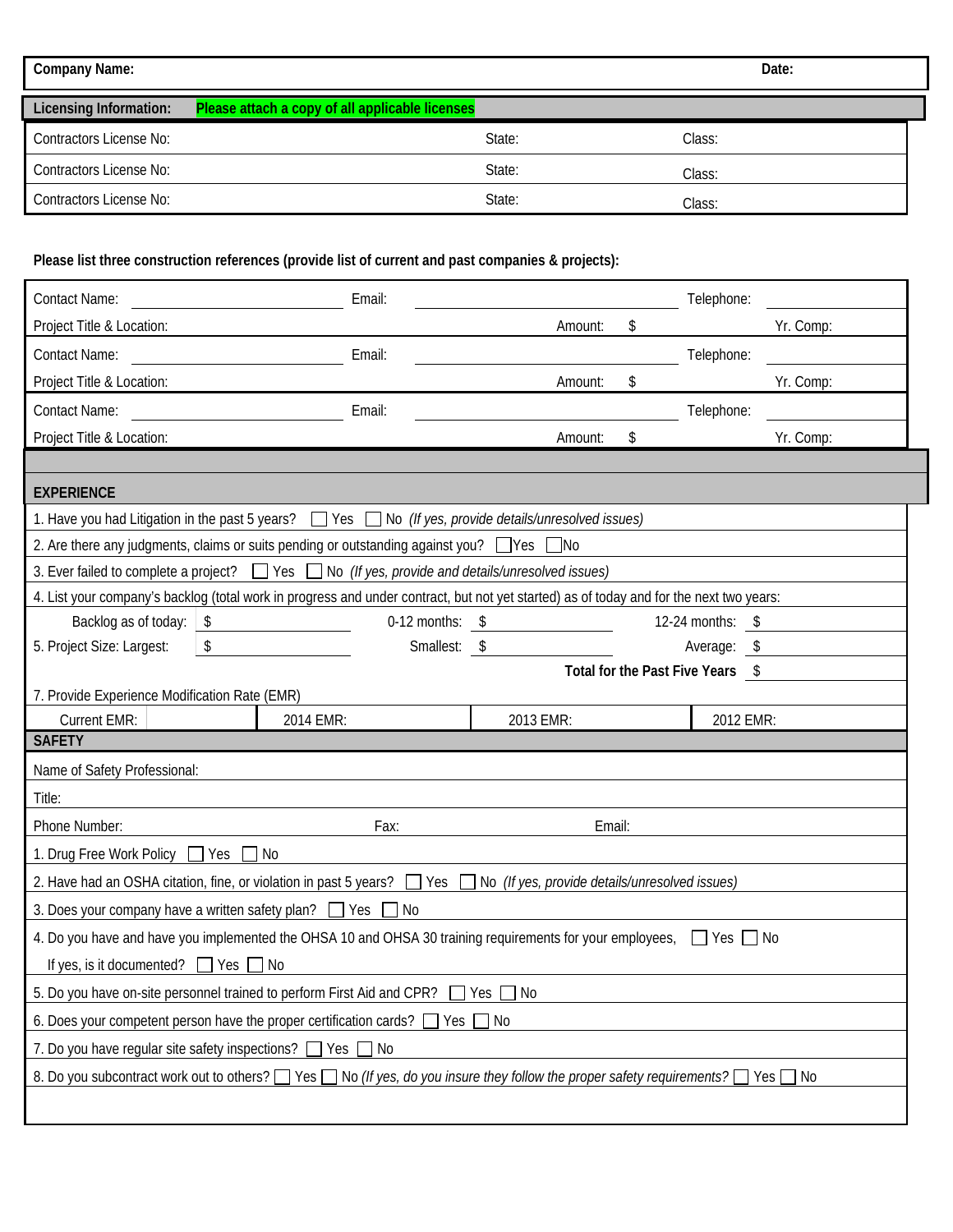| Company Name: | Date: |
|---|---|

| Licensing Information: | **Please attach a copy of all applicable licenses** | |
|---|---|---|
| Contractors License No: | State: | Class: |
| Contractors License No: | State: | Class: |
| Contractors License No: | State: | Class: |

**Please list three construction references (provide list of current and past companies & projects):**

| | | | | | |
|---|---|---|---|---|---|
| Contact Name: | | Email: | | Telephone: | |
| Project Title & Location: | | | Amount: $ | | Yr. Comp: |
| Contact Name: | | Email: | | Telephone: | |
| Project Title & Location: | | | Amount: $ | | Yr. Comp: |
| Contact Name: | | Email: | | Telephone: | |
| Project Title & Location: | | | Amount: $ | | Yr. Comp: |

## EXPERIENCE

1. Have you had Litigation in the past 5 years? ☐ Yes ☐ No *(If yes, provide details/unresolved issues)*
2. Are there any judgments, claims or suits pending or outstanding against you? ☐ Yes ☐ No
3. Ever failed to complete a project? ☐ Yes ☐ No *(If yes, provide and details/unresolved issues)*
4. List your company's backlog (total work in progress and under contract, but not yet started) as of today and for the next two years:

| | | | | | |
|---|---|---|---|---|---|
| Backlog as of today: | $ | 0-12 months: | $ | 12-24 months: | $ |
| 5. Project Size: Largest: | $ | Smallest: | $ | Average: | $ |
| | | | | **Total for the Past Five Years** | $ |

7. Provide Experience Modification Rate (EMR)

| Current EMR: | | 2014 EMR: | 2013 EMR: | 2012 EMR: |
|---|---|---|---|---|

## SAFETY

Name of Safety Professional:

Title:

| Phone Number: | Fax: | Email: |
|---|---|---|

1. Drug Free Work Policy ☐ Yes ☐ No
2. Have had an OSHA citation, fine, or violation in past 5 years? ☐ Yes ☐ No *(If yes, provide details/unresolved issues)*
3. Does your company have a written safety plan? ☐ Yes ☐ No
4. Do you have and have you implemented the OHSA 10 and OHSA 30 training requirements for your employees, ☐ Yes ☐ No
   If yes, is it documented? ☐ Yes ☐ No
5. Do you have on-site personnel trained to perform First Aid and CPR? ☐ Yes ☐ No
6. Does your competent person have the proper certification cards? ☐ Yes ☐ No
7. Do you have regular site safety inspections? ☐ Yes ☐ No
8. Do you subcontract work out to others? ☐ Yes ☐ No *(If yes, do you insure they follow the proper safety requirements?* ☐ Yes ☐ No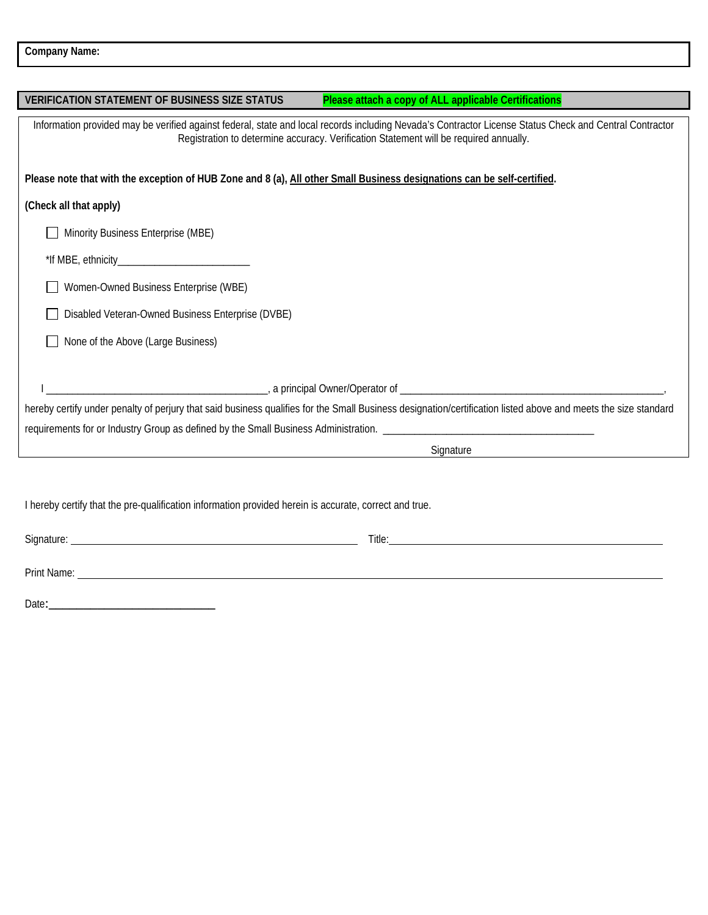**Company Name:**

**VERIFICATION STATEMENT OF BUSINESS SIZE STATUS** **Please attach a copy of ALL applicable Certifications**

Information provided may be verified against federal, state and local records including Nevada's Contractor License Status Check and Central Contractor Registration to determine accuracy. Verification Statement will be required annually.

**Please note that with the exception of HUB Zone and 8 (a), All other Small Business designations can be self-certified.**

**(Check all that apply)**

- ☐ Minority Business Enterprise (MBE)

*If MBE, ethnicity________________________

- ☐ Women-Owned Business Enterprise (WBE)
- ☐ Disabled Veteran-Owned Business Enterprise (DVBE)
- ☐ None of the Above (Large Business)

I __________________________________________, a principal Owner/Operator of __________________________________________________, hereby certify under penalty of perjury that said business qualifies for the Small Business designation/certification listed above and meets the size standard requirements for or Industry Group as defined by the Small Business Administration. ________________________________________

Signature

I hereby certify that the pre-qualification information provided herein is accurate, correct and true.

Signature: ______________________________ Title:______________________________

Print Name: ______________________________________________________________

Date:______________________________